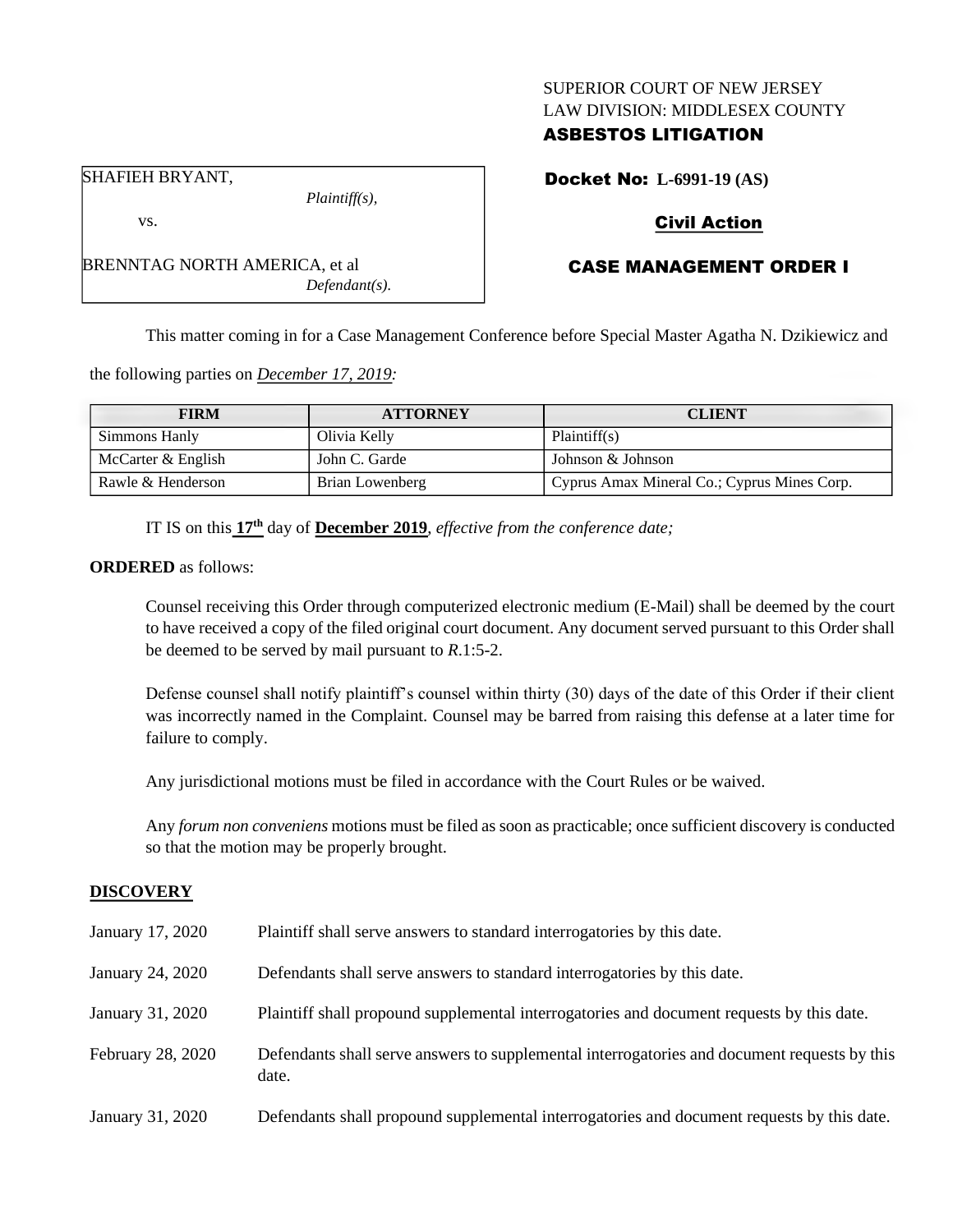SUPERIOR COURT OF NEW JERSEY
LAW DIVISION: MIDDLESEX COUNTY
**ASBESTOS LITIGATION**

SHAFIEH BRYANT,
*Plaintiff(s),*

vs.

BRENNTAG NORTH AMERICA, et al
*Defendant(s).*

**Docket No: L-6991-19 (AS)**

**Civil Action**

**CASE MANAGEMENT ORDER I**

This matter coming in for a Case Management Conference before Special Master Agatha N. Dzikiewicz and the following parties on *December 17, 2019:*

| FIRM | ATTORNEY | CLIENT |
|---|---|---|
| Simmons Hanly | Olivia Kelly | Plaintiff(s) |
| McCarter & English | John C. Garde | Johnson & Johnson |
| Rawle & Henderson | Brian Lowenberg | Cyprus Amax Mineral Co.; Cyprus Mines Corp. |

IT IS on this **17th** day of **December 2019**, *effective from the conference date;*

**ORDERED** as follows:

Counsel receiving this Order through computerized electronic medium (E-Mail) shall be deemed by the court to have received a copy of the filed original court document. Any document served pursuant to this Order shall be deemed to be served by mail pursuant to *R*.1:5-2.

Defense counsel shall notify plaintiff's counsel within thirty (30) days of the date of this Order if their client was incorrectly named in the Complaint. Counsel may be barred from raising this defense at a later time for failure to comply.

Any jurisdictional motions must be filed in accordance with the Court Rules or be waived.

Any *forum non conveniens* motions must be filed as soon as practicable; once sufficient discovery is conducted so that the motion may be properly brought.

## DISCOVERY

| | |
|---|---|
| January 17, 2020 | Plaintiff shall serve answers to standard interrogatories by this date. |
| January 24, 2020 | Defendants shall serve answers to standard interrogatories by this date. |
| January 31, 2020 | Plaintiff shall propound supplemental interrogatories and document requests by this date. |
| February 28, 2020 | Defendants shall serve answers to supplemental interrogatories and document requests by this date. |
| January 31, 2020 | Defendants shall propound supplemental interrogatories and document requests by this date. |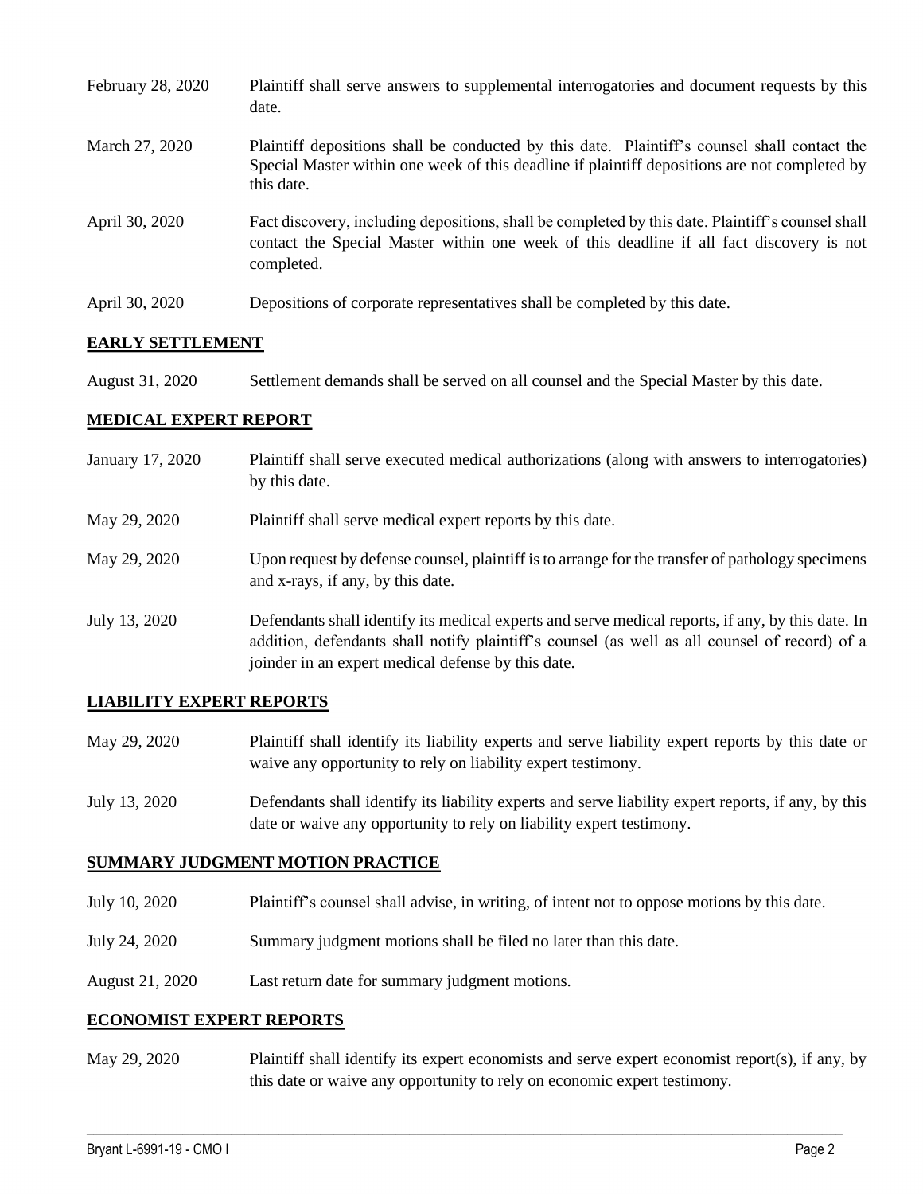| | |
|---|---|
| February 28, 2020 | Plaintiff shall serve answers to supplemental interrogatories and document requests by this date. |
| March 27, 2020 | Plaintiff depositions shall be conducted by this date. Plaintiff's counsel shall contact the Special Master within one week of this deadline if plaintiff depositions are not completed by this date. |
| April 30, 2020 | Fact discovery, including depositions, shall be completed by this date. Plaintiff's counsel shall contact the Special Master within one week of this deadline if all fact discovery is not completed. |
| April 30, 2020 | Depositions of corporate representatives shall be completed by this date. |

## EARLY SETTLEMENT

| | |
|---|---|
| August 31, 2020 | Settlement demands shall be served on all counsel and the Special Master by this date. |

## MEDICAL EXPERT REPORT

| | |
|---|---|
| January 17, 2020 | Plaintiff shall serve executed medical authorizations (along with answers to interrogatories) by this date. |
| May 29, 2020 | Plaintiff shall serve medical expert reports by this date. |
| May 29, 2020 | Upon request by defense counsel, plaintiff is to arrange for the transfer of pathology specimens and x-rays, if any, by this date. |
| July 13, 2020 | Defendants shall identify its medical experts and serve medical reports, if any, by this date. In addition, defendants shall notify plaintiff's counsel (as well as all counsel of record) of a joinder in an expert medical defense by this date. |

## LIABILITY EXPERT REPORTS

| | |
|---|---|
| May 29, 2020 | Plaintiff shall identify its liability experts and serve liability expert reports by this date or waive any opportunity to rely on liability expert testimony. |
| July 13, 2020 | Defendants shall identify its liability experts and serve liability expert reports, if any, by this date or waive any opportunity to rely on liability expert testimony. |

## SUMMARY JUDGMENT MOTION PRACTICE

| | |
|---|---|
| July 10, 2020 | Plaintiff's counsel shall advise, in writing, of intent not to oppose motions by this date. |
| July 24, 2020 | Summary judgment motions shall be filed no later than this date. |
| August 21, 2020 | Last return date for summary judgment motions. |

## ECONOMIST EXPERT REPORTS

| | |
|---|---|
| May 29, 2020 | Plaintiff shall identify its expert economists and serve expert economist report(s), if any, by this date or waive any opportunity to rely on economic expert testimony. |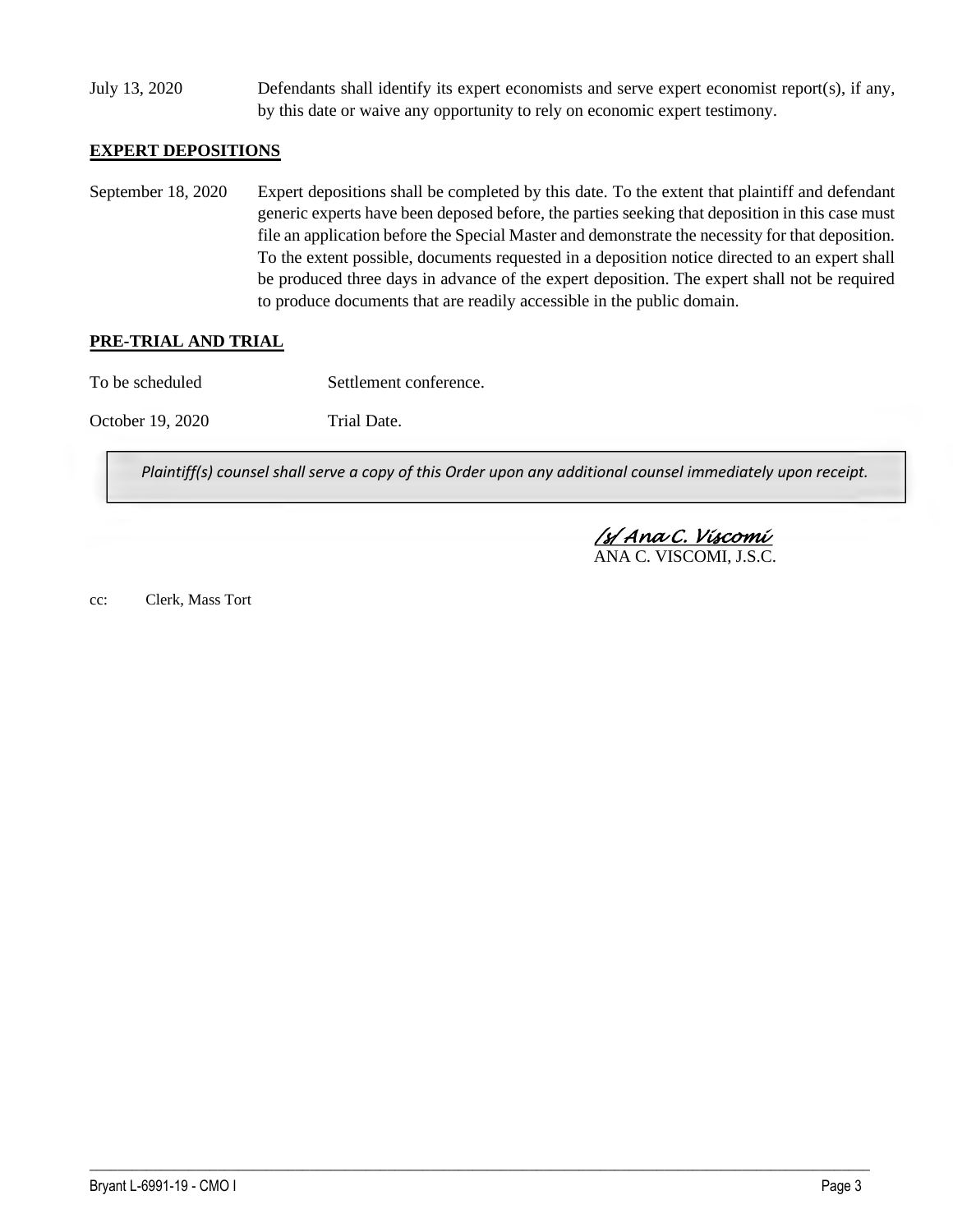July 13, 2020 Defendants shall identify its expert economists and serve expert economist report(s), if any, by this date or waive any opportunity to rely on economic expert testimony.

**EXPERT DEPOSITIONS**

September 18, 2020 Expert depositions shall be completed by this date. To the extent that plaintiff and defendant generic experts have been deposed before, the parties seeking that deposition in this case must file an application before the Special Master and demonstrate the necessity for that deposition. To the extent possible, documents requested in a deposition notice directed to an expert shall be produced three days in advance of the expert deposition. The expert shall not be required to produce documents that are readily accessible in the public domain.

**PRE-TRIAL AND TRIAL**

To be scheduled Settlement conference.

October 19, 2020 Trial Date.

*Plaintiff(s) counsel shall serve a copy of this Order upon any additional counsel immediately upon receipt.*

/s/ Ana C. Viscomi
ANA C. VISCOMI, J.S.C.

cc: Clerk, Mass Tort